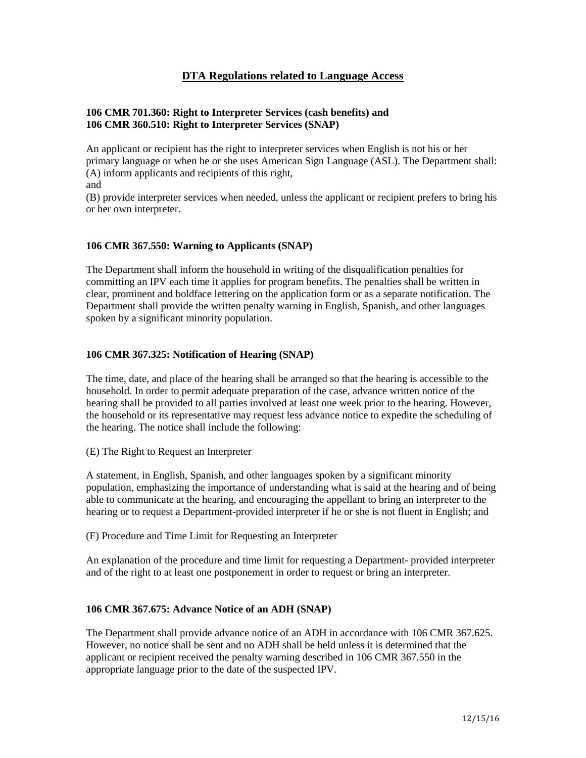# DTA Regulations related to Language Access

**106 CMR 701.360: Right to Interpreter Services (cash benefits) and**
**106 CMR 360.510: Right to Interpreter Services (SNAP)**

An applicant or recipient has the right to interpreter services when English is not his or her primary language or when he or she uses American Sign Language (ASL). The Department shall:
(A) inform applicants and recipients of this right,
and
(B) provide interpreter services when needed, unless the applicant or recipient prefers to bring his or her own interpreter.

**106 CMR 367.550: Warning to Applicants (SNAP)**

The Department shall inform the household in writing of the disqualification penalties for committing an IPV each time it applies for program benefits. The penalties shall be written in clear, prominent and boldface lettering on the application form or as a separate notification. The Department shall provide the written penalty warning in English, Spanish, and other languages spoken by a significant minority population.

**106 CMR 367.325: Notification of Hearing (SNAP)**

The time, date, and place of the hearing shall be arranged so that the hearing is accessible to the household. In order to permit adequate preparation of the case, advance written notice of the hearing shall be provided to all parties involved at least one week prior to the hearing. However, the household or its representative may request less advance notice to expedite the scheduling of the hearing. The notice shall include the following:

(E) The Right to Request an Interpreter

A statement, in English, Spanish, and other languages spoken by a significant minority population, emphasizing the importance of understanding what is said at the hearing and of being able to communicate at the hearing, and encouraging the appellant to bring an interpreter to the hearing or to request a Department-provided interpreter if he or she is not fluent in English; and

(F) Procedure and Time Limit for Requesting an Interpreter

An explanation of the procedure and time limit for requesting a Department- provided interpreter and of the right to at least one postponement in order to request or bring an interpreter.

**106 CMR 367.675: Advance Notice of an ADH (SNAP)**

The Department shall provide advance notice of an ADH in accordance with 106 CMR 367.625. However, no notice shall be sent and no ADH shall be held unless it is determined that the applicant or recipient received the penalty warning described in 106 CMR 367.550 in the appropriate language prior to the date of the suspected IPV.

12/15/16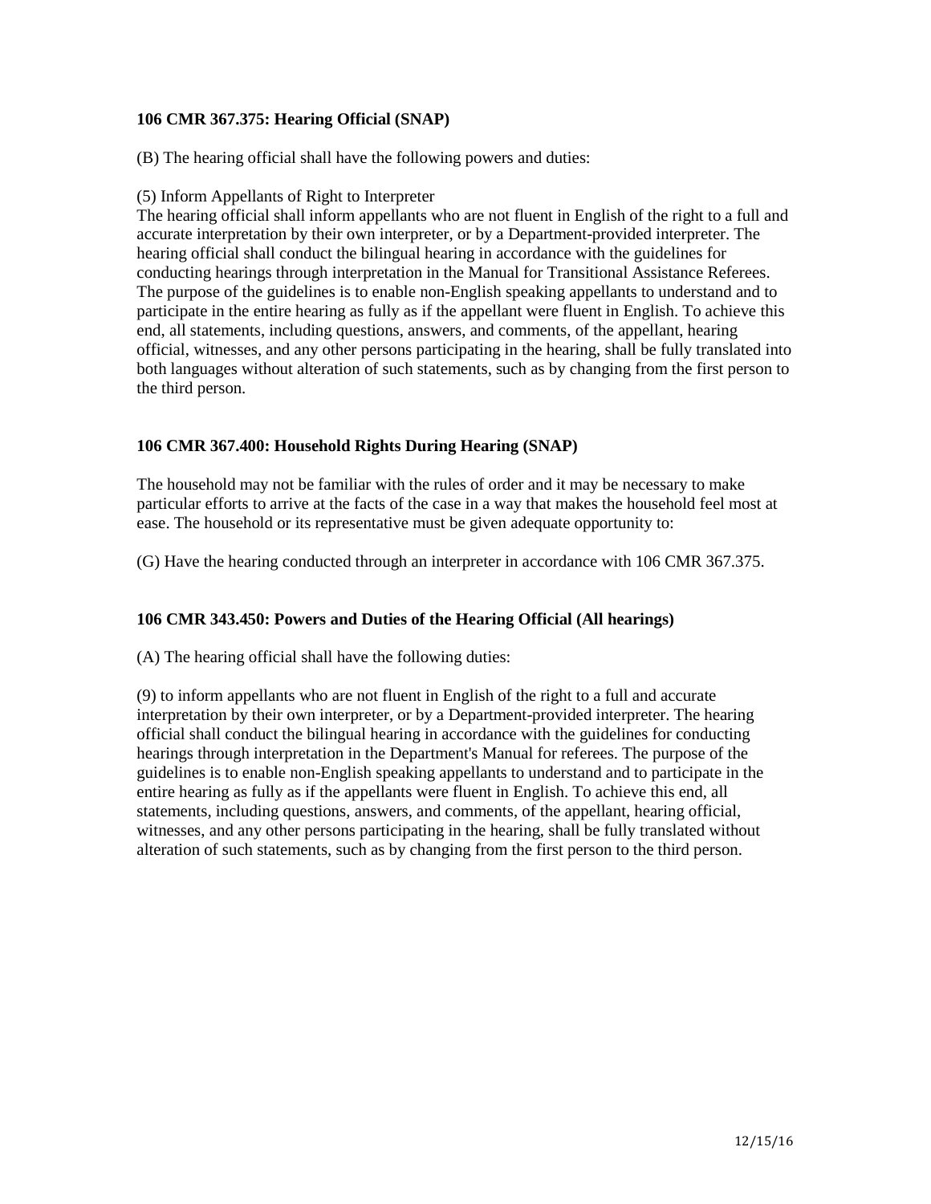**106 CMR 367.375: Hearing Official (SNAP)**

(B) The hearing official shall have the following powers and duties:

(5) Inform Appellants of Right to Interpreter
The hearing official shall inform appellants who are not fluent in English of the right to a full and accurate interpretation by their own interpreter, or by a Department-provided interpreter. The hearing official shall conduct the bilingual hearing in accordance with the guidelines for conducting hearings through interpretation in the Manual for Transitional Assistance Referees. The purpose of the guidelines is to enable non-English speaking appellants to understand and to participate in the entire hearing as fully as if the appellant were fluent in English. To achieve this end, all statements, including questions, answers, and comments, of the appellant, hearing official, witnesses, and any other persons participating in the hearing, shall be fully translated into both languages without alteration of such statements, such as by changing from the first person to the third person.

**106 CMR 367.400: Household Rights During Hearing (SNAP)**

The household may not be familiar with the rules of order and it may be necessary to make particular efforts to arrive at the facts of the case in a way that makes the household feel most at ease. The household or its representative must be given adequate opportunity to:

(G) Have the hearing conducted through an interpreter in accordance with 106 CMR 367.375.

**106 CMR 343.450: Powers and Duties of the Hearing Official (All hearings)**

(A) The hearing official shall have the following duties:

(9) to inform appellants who are not fluent in English of the right to a full and accurate interpretation by their own interpreter, or by a Department-provided interpreter. The hearing official shall conduct the bilingual hearing in accordance with the guidelines for conducting hearings through interpretation in the Department's Manual for referees. The purpose of the guidelines is to enable non-English speaking appellants to understand and to participate in the entire hearing as fully as if the appellants were fluent in English. To achieve this end, all statements, including questions, answers, and comments, of the appellant, hearing official, witnesses, and any other persons participating in the hearing, shall be fully translated without alteration of such statements, such as by changing from the first person to the third person.

12/15/16